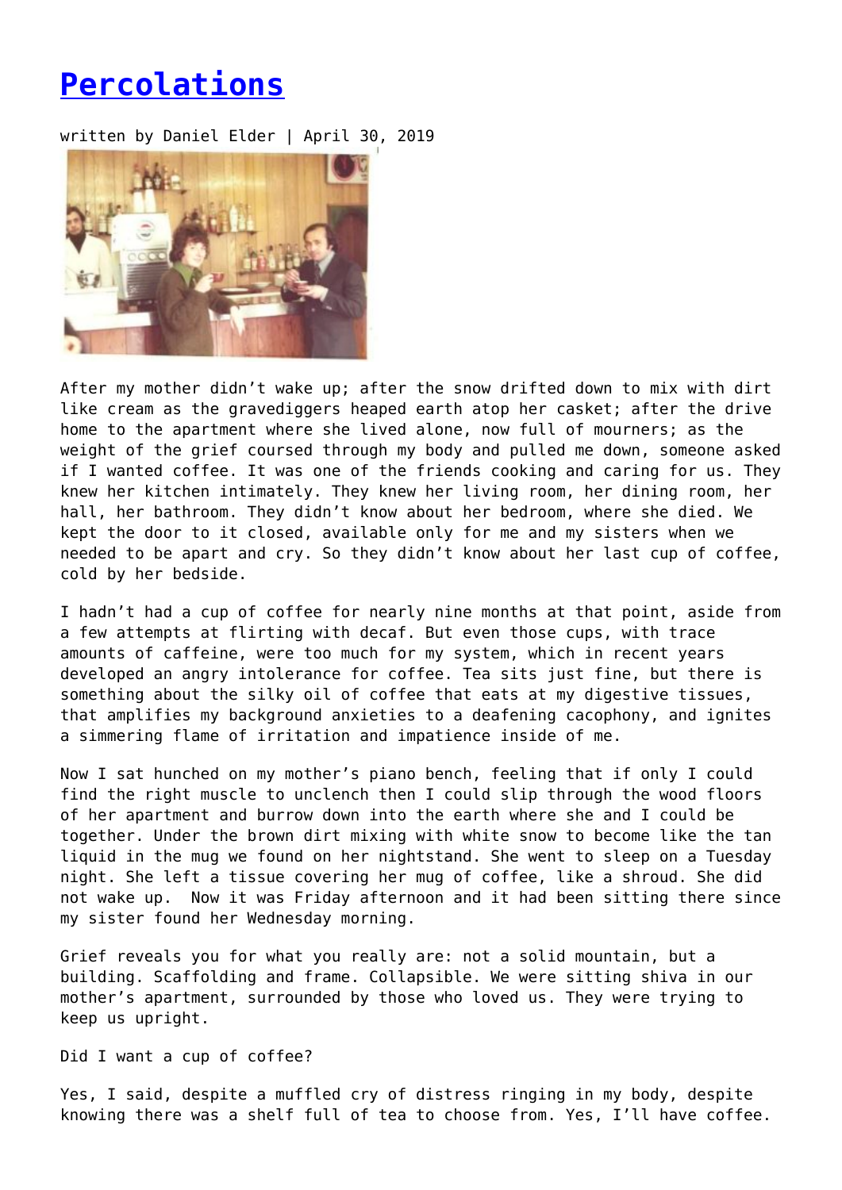# [Percolations](#)

written by Daniel Elder | April 30, 2019

After my mother didn't wake up; after the snow drifted down to mix with dirt like cream as the gravediggers heaped earth atop her casket; after the drive home to the apartment where she lived alone, now full of mourners; as the weight of the grief coursed through my body and pulled me down, someone asked if I wanted coffee. It was one of the friends cooking and caring for us. They knew her kitchen intimately. They knew her living room, her dining room, her hall, her bathroom. They didn't know about her bedroom, where she died. We kept the door to it closed, available only for me and my sisters when we needed to be apart and cry. So they didn't know about her last cup of coffee, cold by her bedside.

I hadn't had a cup of coffee for nearly nine months at that point, aside from a few attempts at flirting with decaf. But even those cups, with trace amounts of caffeine, were too much for my system, which in recent years developed an angry intolerance for coffee. Tea sits just fine, but there is something about the silky oil of coffee that eats at my digestive tissues, that amplifies my background anxieties to a deafening cacophony, and ignites a simmering flame of irritation and impatience inside of me.

Now I sat hunched on my mother's piano bench, feeling that if only I could find the right muscle to unclench then I could slip through the wood floors of her apartment and burrow down into the earth where she and I could be together. Under the brown dirt mixing with white snow to become like the tan liquid in the mug we found on her nightstand. She went to sleep on a Tuesday night. She left a tissue covering her mug of coffee, like a shroud. She did not wake up. Now it was Friday afternoon and it had been sitting there since my sister found her Wednesday morning.

Grief reveals you for what you really are: not a solid mountain, but a building. Scaffolding and frame. Collapsible. We were sitting shiva in our mother's apartment, surrounded by those who loved us. They were trying to keep us upright.

Did I want a cup of coffee?

Yes, I said, despite a muffled cry of distress ringing in my body, despite knowing there was a shelf full of tea to choose from. Yes, I'll have coffee.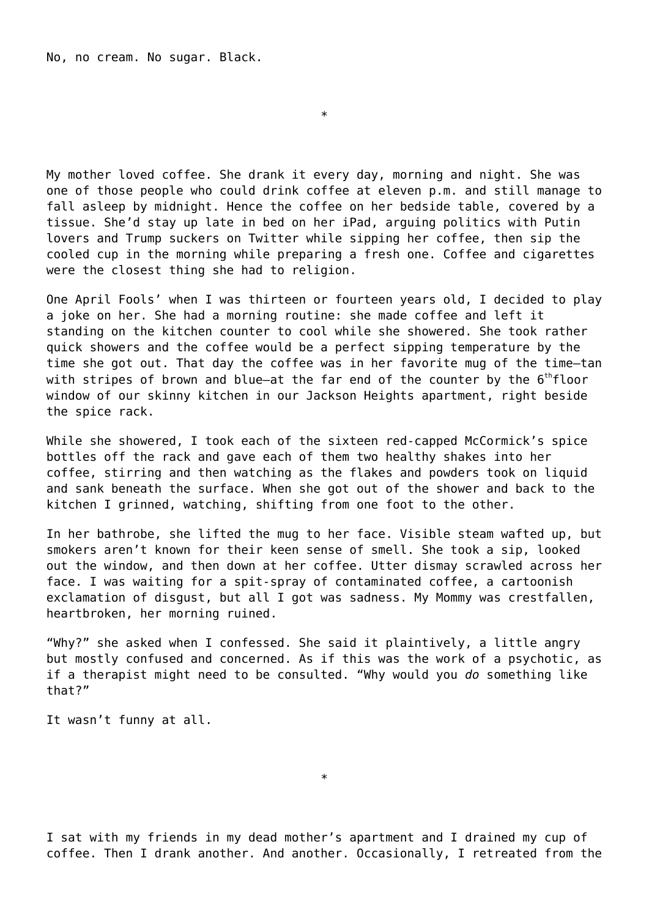No, no cream. No sugar. Black.

*

My mother loved coffee. She drank it every day, morning and night. She was one of those people who could drink coffee at eleven p.m. and still manage to fall asleep by midnight. Hence the coffee on her bedside table, covered by a tissue. She'd stay up late in bed on her iPad, arguing politics with Putin lovers and Trump suckers on Twitter while sipping her coffee, then sip the cooled cup in the morning while preparing a fresh one. Coffee and cigarettes were the closest thing she had to religion.

One April Fools' when I was thirteen or fourteen years old, I decided to play a joke on her. She had a morning routine: she made coffee and left it standing on the kitchen counter to cool while she showered. She took rather quick showers and the coffee would be a perfect sipping temperature by the time she got out. That day the coffee was in her favorite mug of the time—tan with stripes of brown and blue—at the far end of the counter by the 6th floor window of our skinny kitchen in our Jackson Heights apartment, right beside the spice rack.

While she showered, I took each of the sixteen red-capped McCormick's spice bottles off the rack and gave each of them two healthy shakes into her coffee, stirring and then watching as the flakes and powders took on liquid and sank beneath the surface. When she got out of the shower and back to the kitchen I grinned, watching, shifting from one foot to the other.

In her bathrobe, she lifted the mug to her face. Visible steam wafted up, but smokers aren't known for their keen sense of smell. She took a sip, looked out the window, and then down at her coffee. Utter dismay scrawled across her face. I was waiting for a spit-spray of contaminated coffee, a cartoonish exclamation of disgust, but all I got was sadness. My Mommy was crestfallen, heartbroken, her morning ruined.

"Why?" she asked when I confessed. She said it plaintively, a little angry but mostly confused and concerned. As if this was the work of a psychotic, as if a therapist might need to be consulted. "Why would you *do* something like that?"

It wasn't funny at all.

*

I sat with my friends in my dead mother's apartment and I drained my cup of coffee. Then I drank another. And another. Occasionally, I retreated from the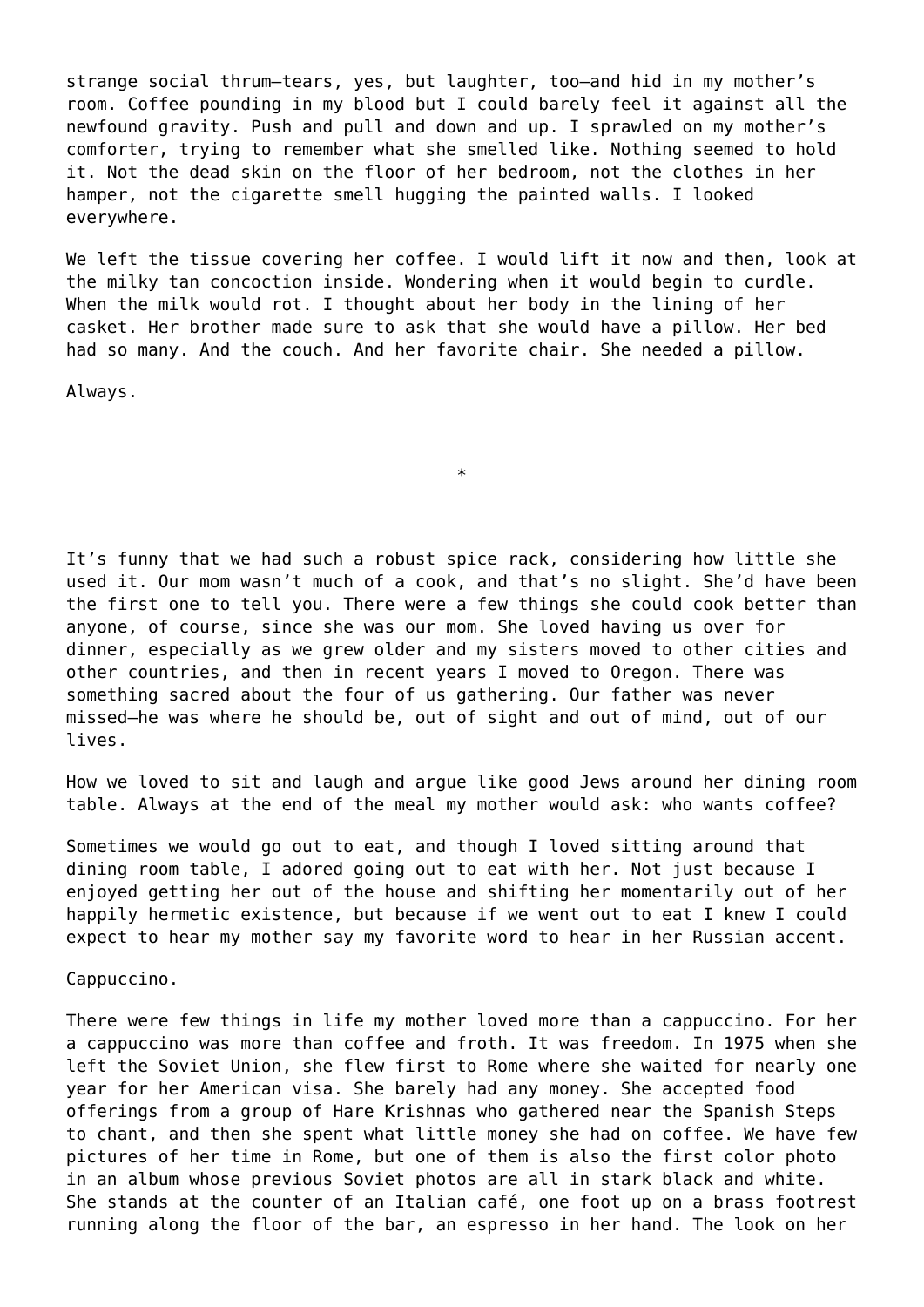strange social thrum—tears, yes, but laughter, too—and hid in my mother's room. Coffee pounding in my blood but I could barely feel it against all the newfound gravity. Push and pull and down and up. I sprawled on my mother's comforter, trying to remember what she smelled like. Nothing seemed to hold it. Not the dead skin on the floor of her bedroom, not the clothes in her hamper, not the cigarette smell hugging the painted walls. I looked everywhere.

We left the tissue covering her coffee. I would lift it now and then, look at the milky tan concoction inside. Wondering when it would begin to curdle. When the milk would rot. I thought about her body in the lining of her casket. Her brother made sure to ask that she would have a pillow. Her bed had so many. And the couch. And her favorite chair. She needed a pillow.

Always.

*

It's funny that we had such a robust spice rack, considering how little she used it. Our mom wasn't much of a cook, and that's no slight. She'd have been the first one to tell you. There were a few things she could cook better than anyone, of course, since she was our mom. She loved having us over for dinner, especially as we grew older and my sisters moved to other cities and other countries, and then in recent years I moved to Oregon. There was something sacred about the four of us gathering. Our father was never missed—he was where he should be, out of sight and out of mind, out of our lives.

How we loved to sit and laugh and argue like good Jews around her dining room table. Always at the end of the meal my mother would ask: who wants coffee?

Sometimes we would go out to eat, and though I loved sitting around that dining room table, I adored going out to eat with her. Not just because I enjoyed getting her out of the house and shifting her momentarily out of her happily hermetic existence, but because if we went out to eat I knew I could expect to hear my mother say my favorite word to hear in her Russian accent.

Cappuccino.

There were few things in life my mother loved more than a cappuccino. For her a cappuccino was more than coffee and froth. It was freedom. In 1975 when she left the Soviet Union, she flew first to Rome where she waited for nearly one year for her American visa. She barely had any money. She accepted food offerings from a group of Hare Krishnas who gathered near the Spanish Steps to chant, and then she spent what little money she had on coffee. We have few pictures of her time in Rome, but one of them is also the first color photo in an album whose previous Soviet photos are all in stark black and white. She stands at the counter of an Italian café, one foot up on a brass footrest running along the floor of the bar, an espresso in her hand. The look on her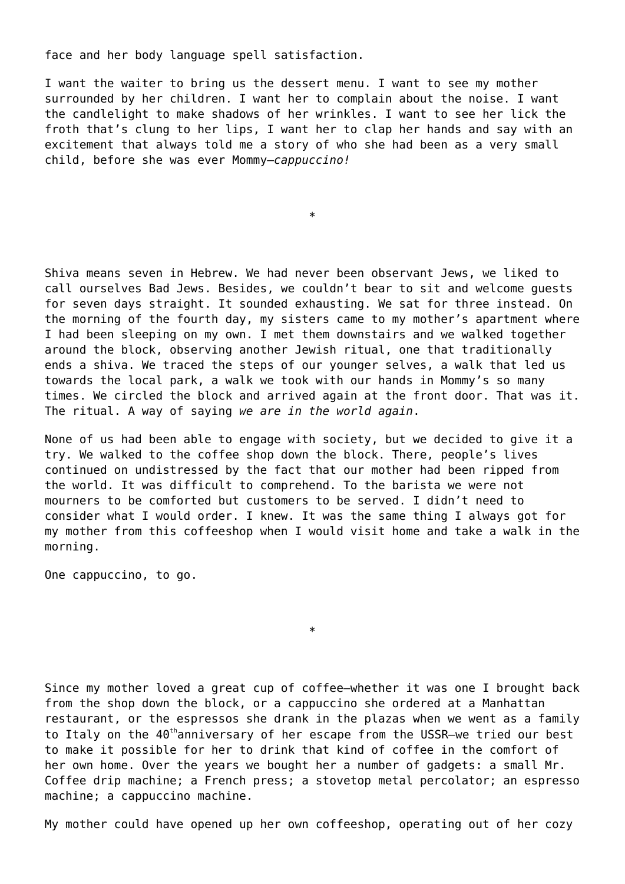face and her body language spell satisfaction.

I want the waiter to bring us the dessert menu. I want to see my mother surrounded by her children. I want her to complain about the noise. I want the candlelight to make shadows of her wrinkles. I want to see her lick the froth that's clung to her lips, I want her to clap her hands and say with an excitement that always told me a story of who she had been as a very small child, before she was ever Mommy—*cappuccino!*

*

Shiva means seven in Hebrew. We had never been observant Jews, we liked to call ourselves Bad Jews. Besides, we couldn't bear to sit and welcome guests for seven days straight. It sounded exhausting. We sat for three instead. On the morning of the fourth day, my sisters came to my mother's apartment where I had been sleeping on my own. I met them downstairs and we walked together around the block, observing another Jewish ritual, one that traditionally ends a shiva. We traced the steps of our younger selves, a walk that led us towards the local park, a walk we took with our hands in Mommy's so many times. We circled the block and arrived again at the front door. That was it. The ritual. A way of saying *we are in the world again*.

None of us had been able to engage with society, but we decided to give it a try. We walked to the coffee shop down the block. There, people's lives continued on undistressed by the fact that our mother had been ripped from the world. It was difficult to comprehend. To the barista we were not mourners to be comforted but customers to be served. I didn't need to consider what I would order. I knew. It was the same thing I always got for my mother from this coffeeshop when I would visit home and take a walk in the morning.

One cappuccino, to go.

*

Since my mother loved a great cup of coffee—whether it was one I brought back from the shop down the block, or a cappuccino she ordered at a Manhattan restaurant, or the espressos she drank in the plazas when we went as a family to Italy on the 40th anniversary of her escape from the USSR—we tried our best to make it possible for her to drink that kind of coffee in the comfort of her own home. Over the years we bought her a number of gadgets: a small Mr. Coffee drip machine; a French press; a stovetop metal percolator; an espresso machine; a cappuccino machine.

My mother could have opened up her own coffeeshop, operating out of her cozy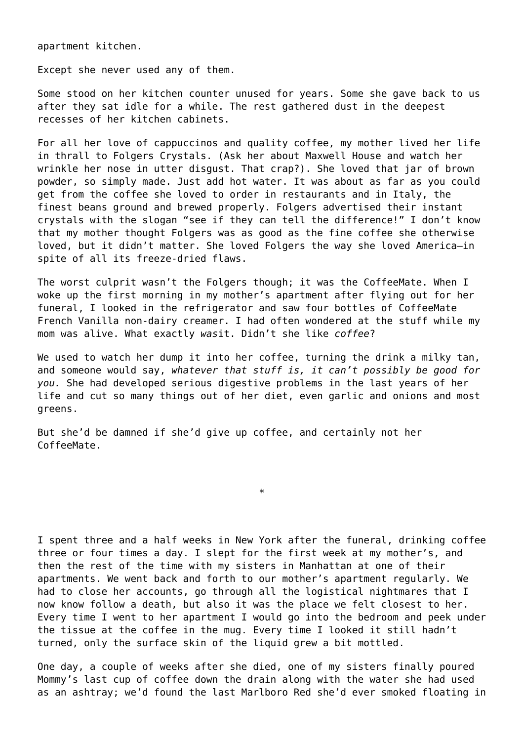apartment kitchen.

Except she never used any of them.

Some stood on her kitchen counter unused for years. Some she gave back to us after they sat idle for a while. The rest gathered dust in the deepest recesses of her kitchen cabinets.

For all her love of cappuccinos and quality coffee, my mother lived her life in thrall to Folgers Crystals. (Ask her about Maxwell House and watch her wrinkle her nose in utter disgust. That crap?). She loved that jar of brown powder, so simply made. Just add hot water. It was about as far as you could get from the coffee she loved to order in restaurants and in Italy, the finest beans ground and brewed properly. Folgers advertised their instant crystals with the slogan “see if they can tell the difference!” I don’t know that my mother thought Folgers was as good as the fine coffee she otherwise loved, but it didn’t matter. She loved Folgers the way she loved America—in spite of all its freeze-dried flaws.

The worst culprit wasn’t the Folgers though; it was the CoffeeMate. When I woke up the first morning in my mother’s apartment after flying out for her funeral, I looked in the refrigerator and saw four bottles of CoffeeMate French Vanilla non-dairy creamer. I had often wondered at the stuff while my mom was alive. What exactly *was*it. Didn’t she like *coffee*?

We used to watch her dump it into her coffee, turning the drink a milky tan, and someone would say, *whatever that stuff is, it can’t possibly be good for you.* She had developed serious digestive problems in the last years of her life and cut so many things out of her diet, even garlic and onions and most greens.

But she’d be damned if she’d give up coffee, and certainly not her CoffeeMate.

*

I spent three and a half weeks in New York after the funeral, drinking coffee three or four times a day. I slept for the first week at my mother’s, and then the rest of the time with my sisters in Manhattan at one of their apartments. We went back and forth to our mother’s apartment regularly. We had to close her accounts, go through all the logistical nightmares that I now know follow a death, but also it was the place we felt closest to her. Every time I went to her apartment I would go into the bedroom and peek under the tissue at the coffee in the mug. Every time I looked it still hadn’t turned, only the surface skin of the liquid grew a bit mottled.

One day, a couple of weeks after she died, one of my sisters finally poured Mommy’s last cup of coffee down the drain along with the water she had used as an ashtray; we’d found the last Marlboro Red she’d ever smoked floating in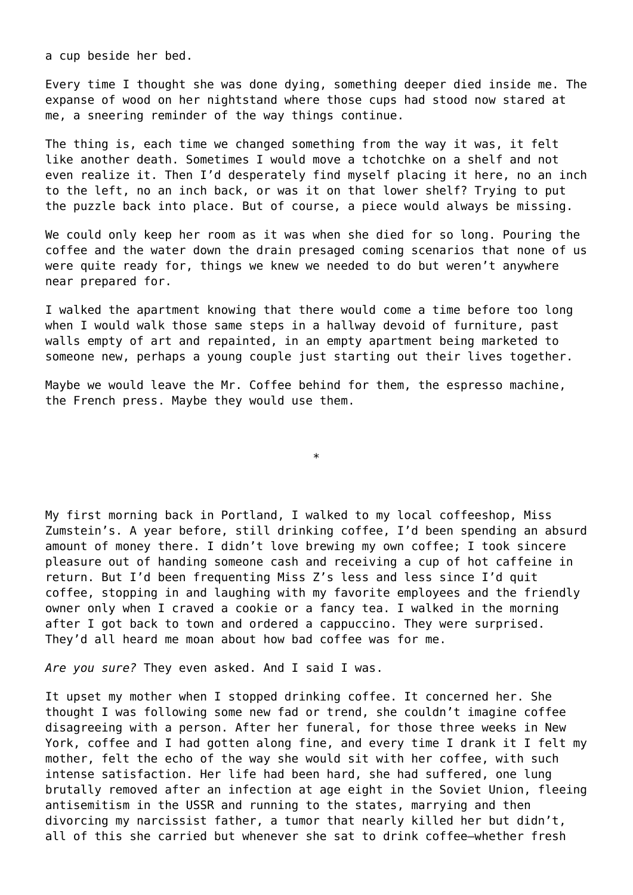a cup beside her bed.

Every time I thought she was done dying, something deeper died inside me. The expanse of wood on her nightstand where those cups had stood now stared at me, a sneering reminder of the way things continue.

The thing is, each time we changed something from the way it was, it felt like another death. Sometimes I would move a tchotchke on a shelf and not even realize it. Then I'd desperately find myself placing it here, no an inch to the left, no an inch back, or was it on that lower shelf? Trying to put the puzzle back into place. But of course, a piece would always be missing.

We could only keep her room as it was when she died for so long. Pouring the coffee and the water down the drain presaged coming scenarios that none of us were quite ready for, things we knew we needed to do but weren't anywhere near prepared for.

I walked the apartment knowing that there would come a time before too long when I would walk those same steps in a hallway devoid of furniture, past walls empty of art and repainted, in an empty apartment being marketed to someone new, perhaps a young couple just starting out their lives together.

Maybe we would leave the Mr. Coffee behind for them, the espresso machine, the French press. Maybe they would use them.

*

My first morning back in Portland, I walked to my local coffeeshop, Miss Zumstein's. A year before, still drinking coffee, I'd been spending an absurd amount of money there. I didn't love brewing my own coffee; I took sincere pleasure out of handing someone cash and receiving a cup of hot caffeine in return. But I'd been frequenting Miss Z's less and less since I'd quit coffee, stopping in and laughing with my favorite employees and the friendly owner only when I craved a cookie or a fancy tea. I walked in the morning after I got back to town and ordered a cappuccino. They were surprised. They'd all heard me moan about how bad coffee was for me.

*Are you sure?* They even asked. And I said I was.

It upset my mother when I stopped drinking coffee. It concerned her. She thought I was following some new fad or trend, she couldn't imagine coffee disagreeing with a person. After her funeral, for those three weeks in New York, coffee and I had gotten along fine, and every time I drank it I felt my mother, felt the echo of the way she would sit with her coffee, with such intense satisfaction. Her life had been hard, she had suffered, one lung brutally removed after an infection at age eight in the Soviet Union, fleeing antisemitism in the USSR and running to the states, marrying and then divorcing my narcissist father, a tumor that nearly killed her but didn't, all of this she carried but whenever she sat to drink coffee—whether fresh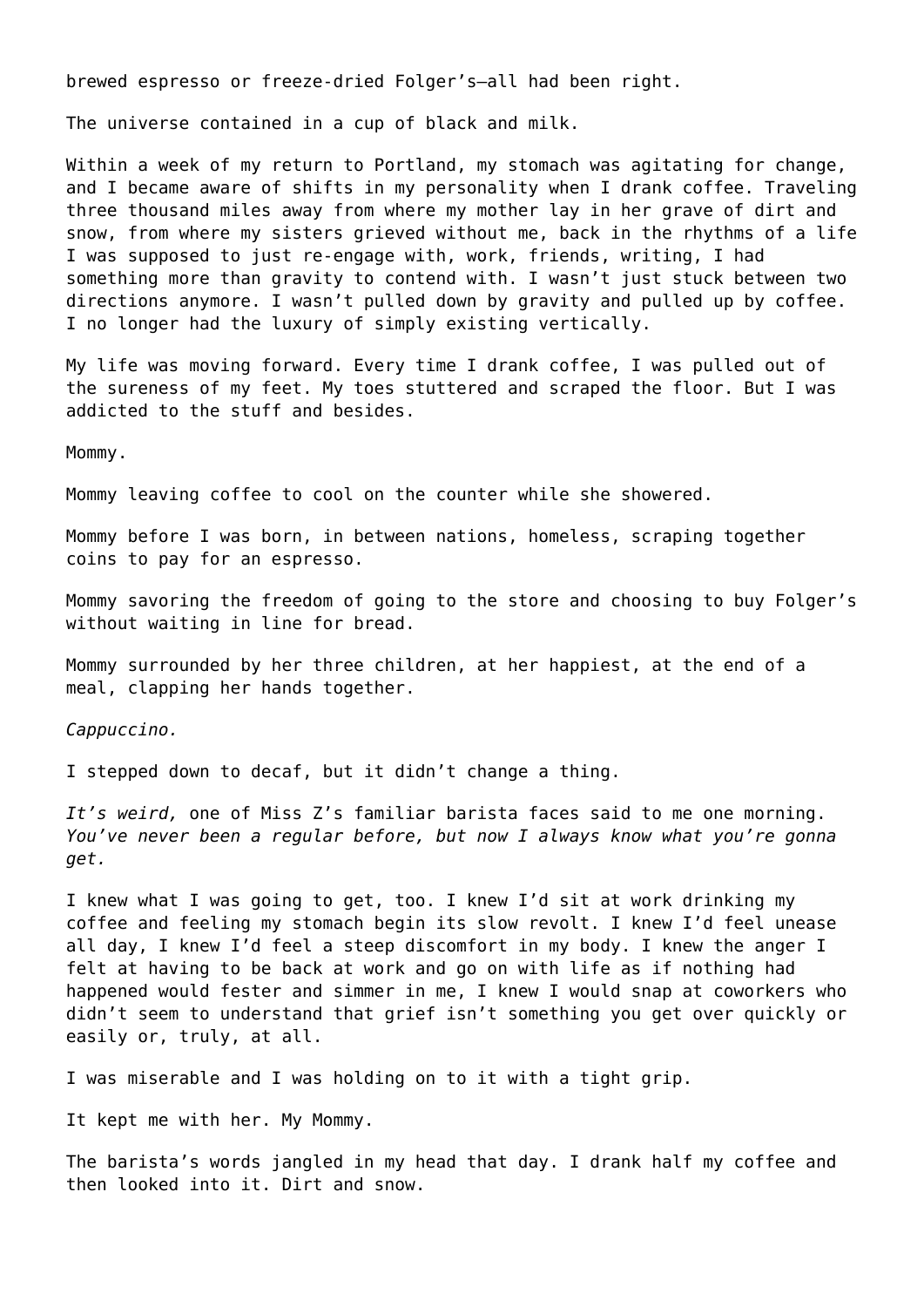brewed espresso or freeze-dried Folger's—all had been right.

The universe contained in a cup of black and milk.

Within a week of my return to Portland, my stomach was agitating for change, and I became aware of shifts in my personality when I drank coffee. Traveling three thousand miles away from where my mother lay in her grave of dirt and snow, from where my sisters grieved without me, back in the rhythms of a life I was supposed to just re-engage with, work, friends, writing, I had something more than gravity to contend with. I wasn't just stuck between two directions anymore. I wasn't pulled down by gravity and pulled up by coffee. I no longer had the luxury of simply existing vertically.

My life was moving forward. Every time I drank coffee, I was pulled out of the sureness of my feet. My toes stuttered and scraped the floor. But I was addicted to the stuff and besides.

Mommy.

Mommy leaving coffee to cool on the counter while she showered.

Mommy before I was born, in between nations, homeless, scraping together coins to pay for an espresso.

Mommy savoring the freedom of going to the store and choosing to buy Folger's without waiting in line for bread.

Mommy surrounded by her three children, at her happiest, at the end of a meal, clapping her hands together.

*Cappuccino.*

I stepped down to decaf, but it didn't change a thing.

*It's weird,* one of Miss Z's familiar barista faces said to me one morning. *You've never been a regular before, but now I always know what you're gonna get.*

I knew what I was going to get, too. I knew I'd sit at work drinking my coffee and feeling my stomach begin its slow revolt. I knew I'd feel unease all day, I knew I'd feel a steep discomfort in my body. I knew the anger I felt at having to be back at work and go on with life as if nothing had happened would fester and simmer in me, I knew I would snap at coworkers who didn't seem to understand that grief isn't something you get over quickly or easily or, truly, at all.

I was miserable and I was holding on to it with a tight grip.

It kept me with her. My Mommy.

The barista's words jangled in my head that day. I drank half my coffee and then looked into it. Dirt and snow.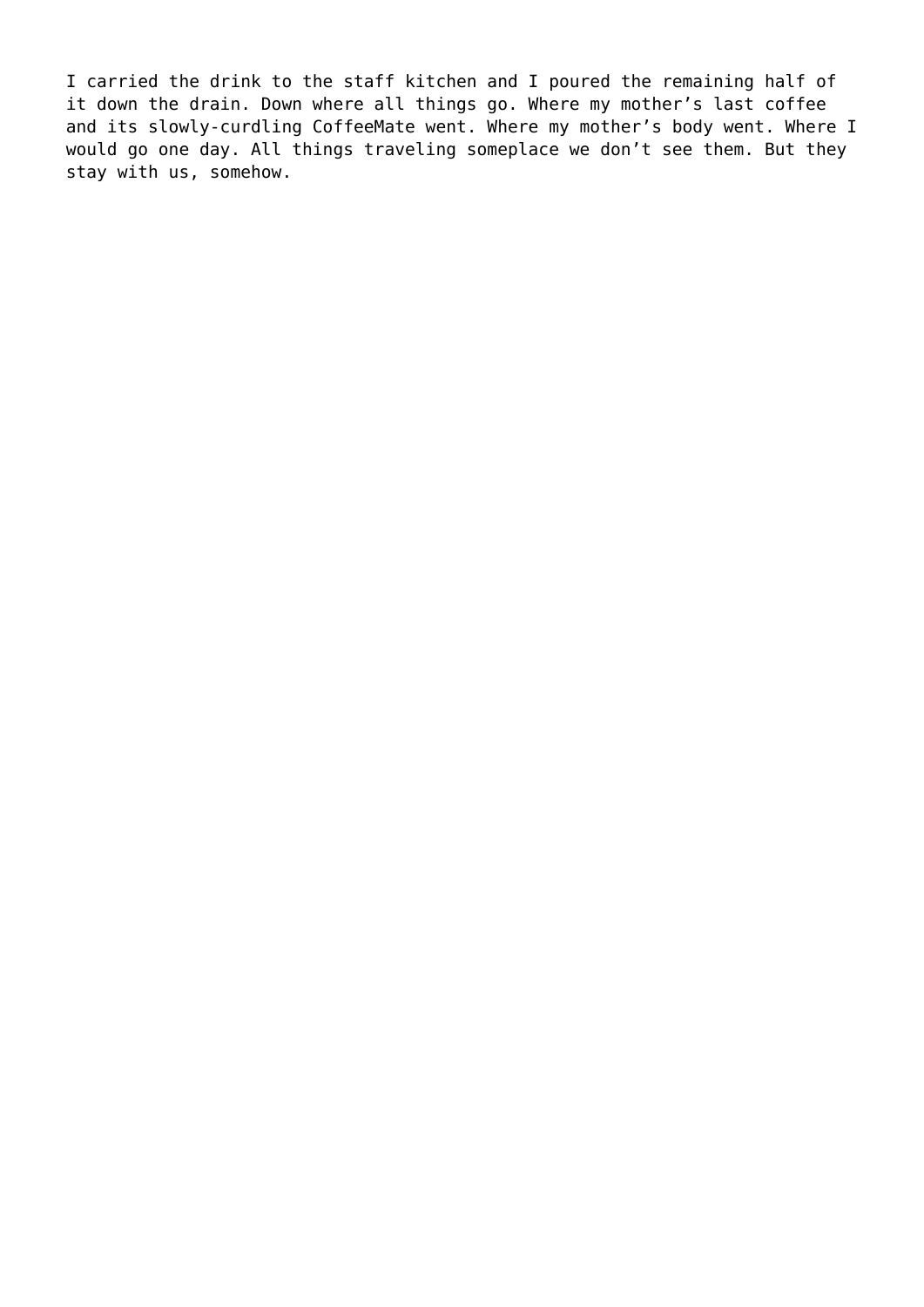I carried the drink to the staff kitchen and I poured the remaining half of it down the drain. Down where all things go. Where my mother’s last coffee and its slowly-curdling CoffeeMate went. Where my mother’s body went. Where I would go one day. All things traveling someplace we don’t see them. But they stay with us, somehow.